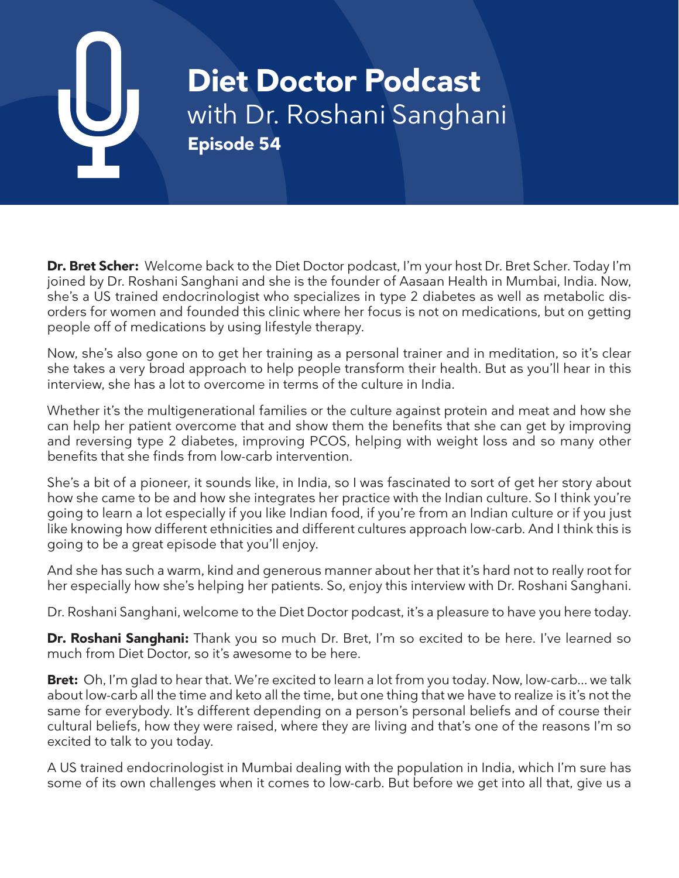# Diet Doctor Podcast
with Dr. Roshani Sanghani
**Episode 54**

**Dr. Bret Scher:** Welcome back to the Diet Doctor podcast, I'm your host Dr. Bret Scher. Today I'm joined by Dr. Roshani Sanghani and she is the founder of Aasaan Health in Mumbai, India. Now, she's a US trained endocrinologist who specializes in type 2 diabetes as well as metabolic disorders for women and founded this clinic where her focus is not on medications, but on getting people off of medications by using lifestyle therapy.

Now, she's also gone on to get her training as a personal trainer and in meditation, so it's clear she takes a very broad approach to help people transform their health. But as you'll hear in this interview, she has a lot to overcome in terms of the culture in India.

Whether it's the multigenerational families or the culture against protein and meat and how she can help her patient overcome that and show them the benefits that she can get by improving and reversing type 2 diabetes, improving PCOS, helping with weight loss and so many other benefits that she finds from low-carb intervention.

She's a bit of a pioneer, it sounds like, in India, so I was fascinated to sort of get her story about how she came to be and how she integrates her practice with the Indian culture. So I think you're going to learn a lot especially if you like Indian food, if you're from an Indian culture or if you just like knowing how different ethnicities and different cultures approach low-carb. And I think this is going to be a great episode that you'll enjoy.

And she has such a warm, kind and generous manner about her that it's hard not to really root for her especially how she's helping her patients. So, enjoy this interview with Dr. Roshani Sanghani.

Dr. Roshani Sanghani, welcome to the Diet Doctor podcast, it's a pleasure to have you here today.

**Dr. Roshani Sanghani:** Thank you so much Dr. Bret, I'm so excited to be here. I've learned so much from Diet Doctor, so it's awesome to be here.

**Bret:** Oh, I'm glad to hear that. We're excited to learn a lot from you today. Now, low-carb... we talk about low-carb all the time and keto all the time, but one thing that we have to realize is it's not the same for everybody. It's different depending on a person's personal beliefs and of course their cultural beliefs, how they were raised, where they are living and that's one of the reasons I'm so excited to talk to you today.

A US trained endocrinologist in Mumbai dealing with the population in India, which I'm sure has some of its own challenges when it comes to low-carb. But before we get into all that, give us a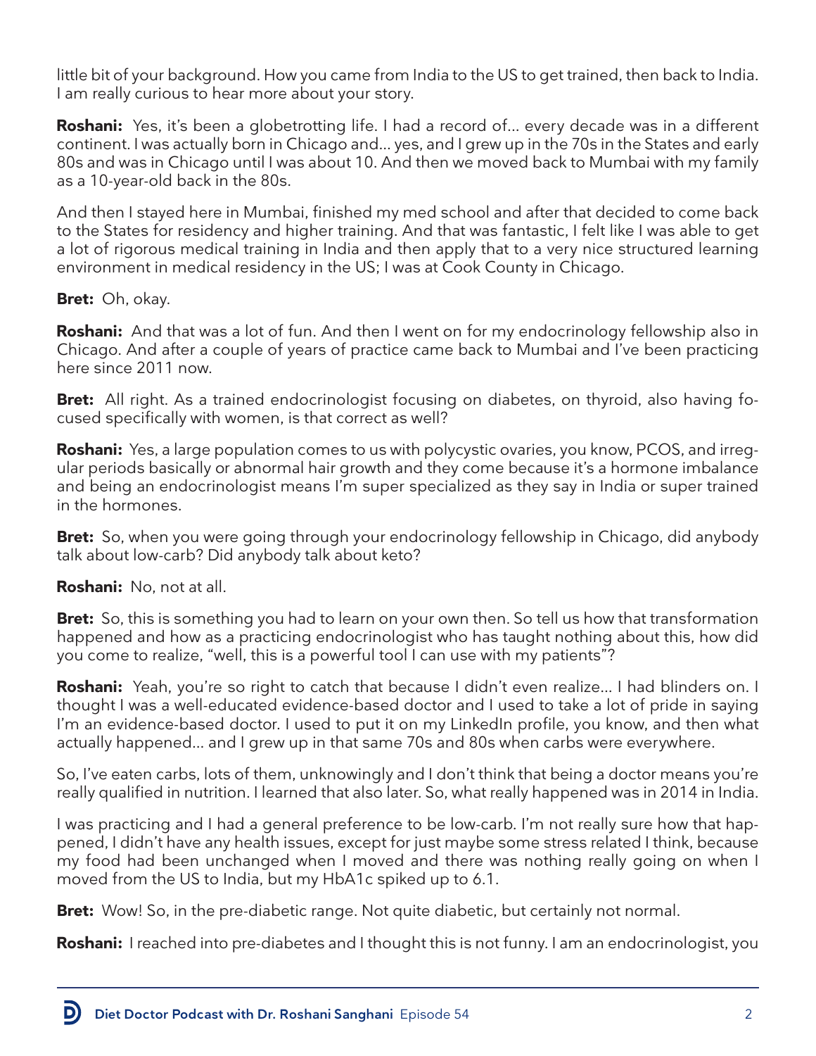little bit of your background. How you came from India to the US to get trained, then back to India. I am really curious to hear more about your story.

**Roshani:** Yes, it's been a globetrotting life. I had a record of... every decade was in a different continent. I was actually born in Chicago and... yes, and I grew up in the 70s in the States and early 80s and was in Chicago until I was about 10. And then we moved back to Mumbai with my family as a 10-year-old back in the 80s.

And then I stayed here in Mumbai, finished my med school and after that decided to come back to the States for residency and higher training. And that was fantastic, I felt like I was able to get a lot of rigorous medical training in India and then apply that to a very nice structured learning environment in medical residency in the US; I was at Cook County in Chicago.

**Bret:** Oh, okay.

**Roshani:** And that was a lot of fun. And then I went on for my endocrinology fellowship also in Chicago. And after a couple of years of practice came back to Mumbai and I've been practicing here since 2011 now.

**Bret:** All right. As a trained endocrinologist focusing on diabetes, on thyroid, also having focused specifically with women, is that correct as well?

**Roshani:** Yes, a large population comes to us with polycystic ovaries, you know, PCOS, and irregular periods basically or abnormal hair growth and they come because it's a hormone imbalance and being an endocrinologist means I'm super specialized as they say in India or super trained in the hormones.

**Bret:** So, when you were going through your endocrinology fellowship in Chicago, did anybody talk about low-carb? Did anybody talk about keto?

**Roshani:** No, not at all.

**Bret:** So, this is something you had to learn on your own then. So tell us how that transformation happened and how as a practicing endocrinologist who has taught nothing about this, how did you come to realize, "well, this is a powerful tool I can use with my patients"?

**Roshani:** Yeah, you're so right to catch that because I didn't even realize... I had blinders on. I thought I was a well-educated evidence-based doctor and I used to take a lot of pride in saying I'm an evidence-based doctor. I used to put it on my LinkedIn profile, you know, and then what actually happened... and I grew up in that same 70s and 80s when carbs were everywhere.

So, I've eaten carbs, lots of them, unknowingly and I don't think that being a doctor means you're really qualified in nutrition. I learned that also later. So, what really happened was in 2014 in India.

I was practicing and I had a general preference to be low-carb. I'm not really sure how that happened, I didn't have any health issues, except for just maybe some stress related I think, because my food had been unchanged when I moved and there was nothing really going on when I moved from the US to India, but my HbA1c spiked up to 6.1.

**Bret:** Wow! So, in the pre-diabetic range. Not quite diabetic, but certainly not normal.

**Roshani:** I reached into pre-diabetes and I thought this is not funny. I am an endocrinologist, you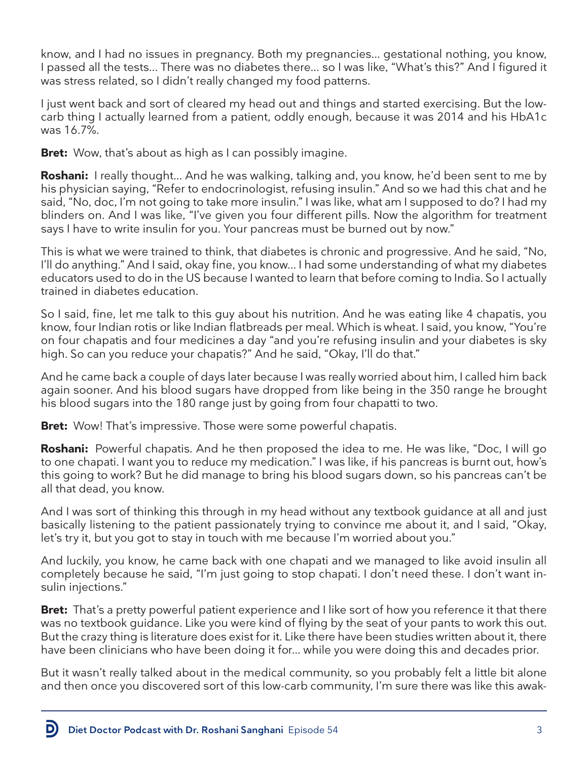know, and I had no issues in pregnancy. Both my pregnancies… gestational nothing, you know, I passed all the tests… There was no diabetes there… so I was like, "What's this?" And I figured it was stress related, so I didn't really changed my food patterns.

I just went back and sort of cleared my head out and things and started exercising. But the low-carb thing I actually learned from a patient, oddly enough, because it was 2014 and his HbA1c was 16.7%.

**Bret:** Wow, that's about as high as I can possibly imagine.

**Roshani:** I really thought… And he was walking, talking and, you know, he'd been sent to me by his physician saying, "Refer to endocrinologist, refusing insulin." And so we had this chat and he said, "No, doc, I'm not going to take more insulin." I was like, what am I supposed to do? I had my blinders on. And I was like, "I've given you four different pills. Now the algorithm for treatment says I have to write insulin for you. Your pancreas must be burned out by now."

This is what we were trained to think, that diabetes is chronic and progressive. And he said, "No, I'll do anything." And I said, okay fine, you know… I had some understanding of what my diabetes educators used to do in the US because I wanted to learn that before coming to India. So I actually trained in diabetes education.

So I said, fine, let me talk to this guy about his nutrition. And he was eating like 4 chapatis, you know, four Indian rotis or like Indian flatbreads per meal. Which is wheat. I said, you know, "You're on four chapatis and four medicines a day "and you're refusing insulin and your diabetes is sky high. So can you reduce your chapatis?" And he said, "Okay, I'll do that."

And he came back a couple of days later because I was really worried about him, I called him back again sooner. And his blood sugars have dropped from like being in the 350 range he brought his blood sugars into the 180 range just by going from four chapatti to two.

**Bret:** Wow! That's impressive. Those were some powerful chapatis.

**Roshani:** Powerful chapatis. And he then proposed the idea to me. He was like, "Doc, I will go to one chapati. I want you to reduce my medication." I was like, if his pancreas is burnt out, how's this going to work? But he did manage to bring his blood sugars down, so his pancreas can't be all that dead, you know.

And I was sort of thinking this through in my head without any textbook guidance at all and just basically listening to the patient passionately trying to convince me about it, and I said, "Okay, let's try it, but you got to stay in touch with me because I'm worried about you."

And luckily, you know, he came back with one chapati and we managed to like avoid insulin all completely because he said, "I'm just going to stop chapati. I don't need these. I don't want insulin injections."

**Bret:** That's a pretty powerful patient experience and I like sort of how you reference it that there was no textbook guidance. Like you were kind of flying by the seat of your pants to work this out. But the crazy thing is literature does exist for it. Like there have been studies written about it, there have been clinicians who have been doing it for… while you were doing this and decades prior.

But it wasn't really talked about in the medical community, so you probably felt a little bit alone and then once you discovered sort of this low-carb community, I'm sure there was like this awak-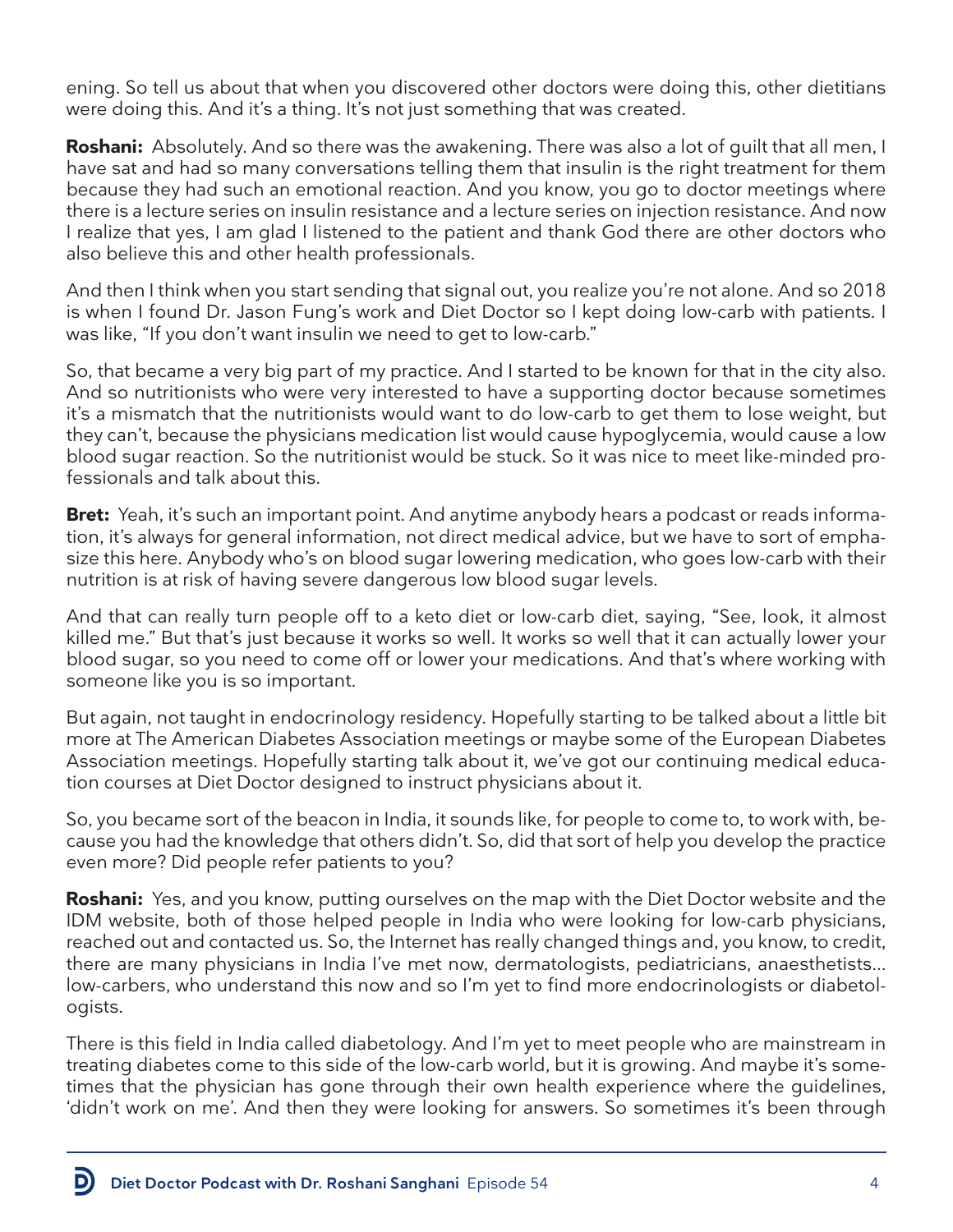ening. So tell us about that when you discovered other doctors were doing this, other dietitians were doing this. And it's a thing. It's not just something that was created.

**Roshani:** Absolutely. And so there was the awakening. There was also a lot of guilt that all men, I have sat and had so many conversations telling them that insulin is the right treatment for them because they had such an emotional reaction. And you know, you go to doctor meetings where there is a lecture series on insulin resistance and a lecture series on injection resistance. And now I realize that yes, I am glad I listened to the patient and thank God there are other doctors who also believe this and other health professionals.

And then I think when you start sending that signal out, you realize you're not alone. And so 2018 is when I found Dr. Jason Fung's work and Diet Doctor so I kept doing low-carb with patients. I was like, "If you don't want insulin we need to get to low-carb."

So, that became a very big part of my practice. And I started to be known for that in the city also. And so nutritionists who were very interested to have a supporting doctor because sometimes it's a mismatch that the nutritionists would want to do low-carb to get them to lose weight, but they can't, because the physicians medication list would cause hypoglycemia, would cause a low blood sugar reaction. So the nutritionist would be stuck. So it was nice to meet like-minded professionals and talk about this.

**Bret:** Yeah, it's such an important point. And anytime anybody hears a podcast or reads information, it's always for general information, not direct medical advice, but we have to sort of emphasize this here. Anybody who's on blood sugar lowering medication, who goes low-carb with their nutrition is at risk of having severe dangerous low blood sugar levels.

And that can really turn people off to a keto diet or low-carb diet, saying, "See, look, it almost killed me." But that's just because it works so well. It works so well that it can actually lower your blood sugar, so you need to come off or lower your medications. And that's where working with someone like you is so important.

But again, not taught in endocrinology residency. Hopefully starting to be talked about a little bit more at The American Diabetes Association meetings or maybe some of the European Diabetes Association meetings. Hopefully starting talk about it, we've got our continuing medical education courses at Diet Doctor designed to instruct physicians about it.

So, you became sort of the beacon in India, it sounds like, for people to come to, to work with, because you had the knowledge that others didn't. So, did that sort of help you develop the practice even more? Did people refer patients to you?

**Roshani:** Yes, and you know, putting ourselves on the map with the Diet Doctor website and the IDM website, both of those helped people in India who were looking for low-carb physicians, reached out and contacted us. So, the Internet has really changed things and, you know, to credit, there are many physicians in India I've met now, dermatologists, pediatricians, anaesthetists... low-carbers, who understand this now and so I'm yet to find more endocrinologists or diabetologists.

There is this field in India called diabetology. And I'm yet to meet people who are mainstream in treating diabetes come to this side of the low-carb world, but it is growing. And maybe it's sometimes that the physician has gone through their own health experience where the guidelines, 'didn't work on me'. And then they were looking for answers. So sometimes it's been through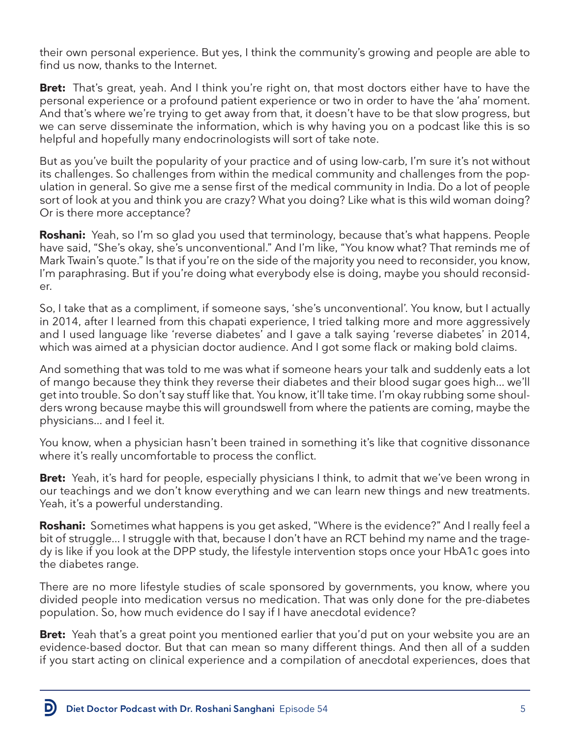their own personal experience. But yes, I think the community's growing and people are able to find us now, thanks to the Internet.

**Bret:** That's great, yeah. And I think you're right on, that most doctors either have to have the personal experience or a profound patient experience or two in order to have the 'aha' moment. And that's where we're trying to get away from that, it doesn't have to be that slow progress, but we can serve disseminate the information, which is why having you on a podcast like this is so helpful and hopefully many endocrinologists will sort of take note.

But as you've built the popularity of your practice and of using low-carb, I'm sure it's not without its challenges. So challenges from within the medical community and challenges from the population in general. So give me a sense first of the medical community in India. Do a lot of people sort of look at you and think you are crazy? What you doing? Like what is this wild woman doing? Or is there more acceptance?

**Roshani:** Yeah, so I'm so glad you used that terminology, because that's what happens. People have said, "She's okay, she's unconventional." And I'm like, "You know what? That reminds me of Mark Twain's quote." Is that if you're on the side of the majority you need to reconsider, you know, I'm paraphrasing. But if you're doing what everybody else is doing, maybe you should reconsider.

So, I take that as a compliment, if someone says, 'she's unconventional'. You know, but I actually in 2014, after I learned from this chapati experience, I tried talking more and more aggressively and I used language like 'reverse diabetes' and I gave a talk saying 'reverse diabetes' in 2014, which was aimed at a physician doctor audience. And I got some flack or making bold claims.

And something that was told to me was what if someone hears your talk and suddenly eats a lot of mango because they think they reverse their diabetes and their blood sugar goes high... we'll get into trouble. So don't say stuff like that. You know, it'll take time. I'm okay rubbing some shoulders wrong because maybe this will groundswell from where the patients are coming, maybe the physicians... and I feel it.

You know, when a physician hasn't been trained in something it's like that cognitive dissonance where it's really uncomfortable to process the conflict.

**Bret:** Yeah, it's hard for people, especially physicians I think, to admit that we've been wrong in our teachings and we don't know everything and we can learn new things and new treatments. Yeah, it's a powerful understanding.

**Roshani:** Sometimes what happens is you get asked, "Where is the evidence?" And I really feel a bit of struggle... I struggle with that, because I don't have an RCT behind my name and the tragedy is like if you look at the DPP study, the lifestyle intervention stops once your HbA1c goes into the diabetes range.

There are no more lifestyle studies of scale sponsored by governments, you know, where you divided people into medication versus no medication. That was only done for the pre-diabetes population. So, how much evidence do I say if I have anecdotal evidence?

**Bret:** Yeah that's a great point you mentioned earlier that you'd put on your website you are an evidence-based doctor. But that can mean so many different things. And then all of a sudden if you start acting on clinical experience and a compilation of anecdotal experiences, does that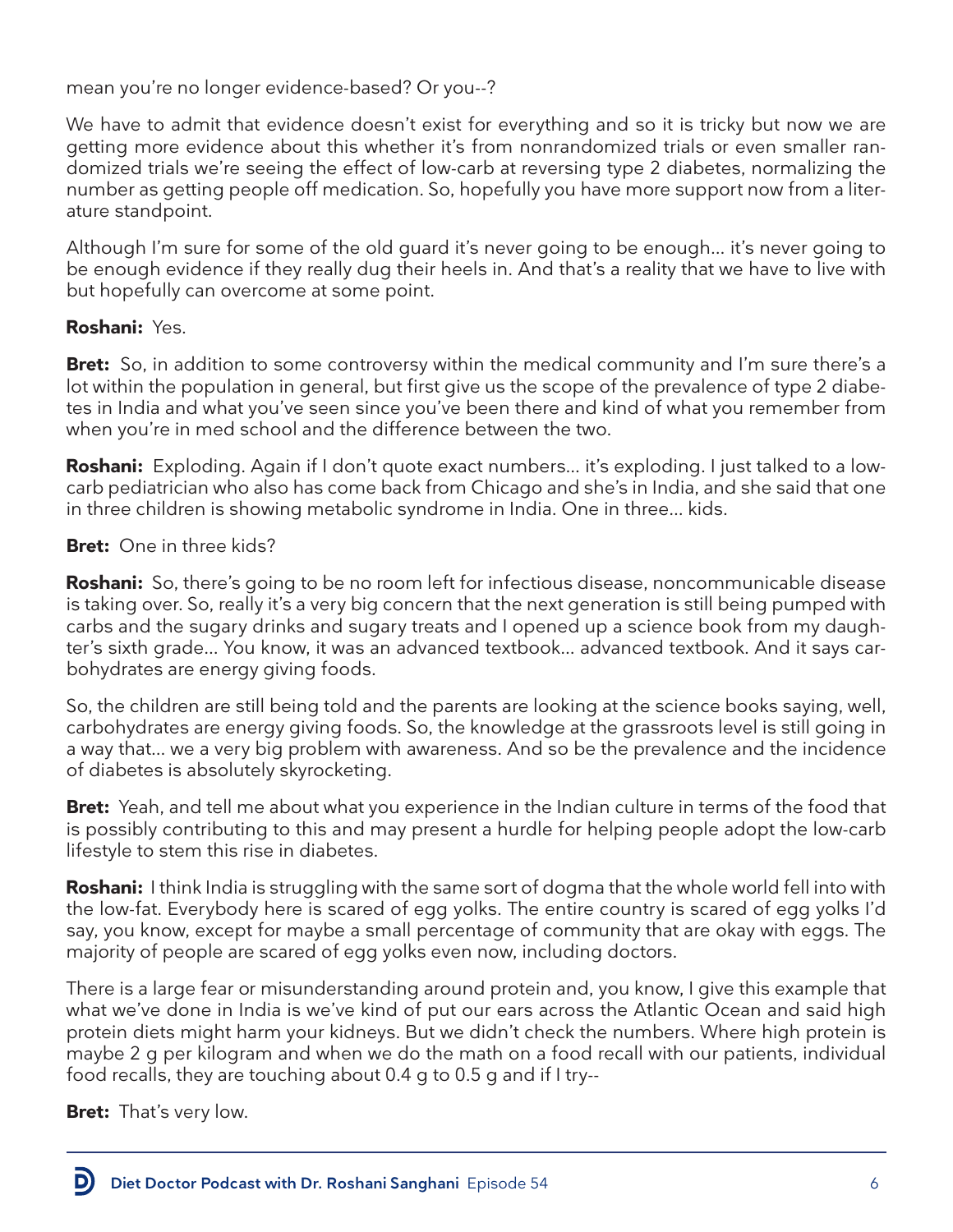mean you're no longer evidence-based? Or you--?

We have to admit that evidence doesn't exist for everything and so it is tricky but now we are getting more evidence about this whether it's from nonrandomized trials or even smaller randomized trials we're seeing the effect of low-carb at reversing type 2 diabetes, normalizing the number as getting people off medication. So, hopefully you have more support now from a literature standpoint.

Although I'm sure for some of the old guard it's never going to be enough... it's never going to be enough evidence if they really dug their heels in. And that's a reality that we have to live with but hopefully can overcome at some point.

**Roshani:** Yes.

**Bret:** So, in addition to some controversy within the medical community and I'm sure there's a lot within the population in general, but first give us the scope of the prevalence of type 2 diabetes in India and what you've seen since you've been there and kind of what you remember from when you're in med school and the difference between the two.

**Roshani:** Exploding. Again if I don't quote exact numbers... it's exploding. I just talked to a low-carb pediatrician who also has come back from Chicago and she's in India, and she said that one in three children is showing metabolic syndrome in India. One in three... kids.

**Bret:** One in three kids?

**Roshani:** So, there's going to be no room left for infectious disease, noncommunicable disease is taking over. So, really it's a very big concern that the next generation is still being pumped with carbs and the sugary drinks and sugary treats and I opened up a science book from my daughter's sixth grade... You know, it was an advanced textbook... advanced textbook. And it says carbohydrates are energy giving foods.

So, the children are still being told and the parents are looking at the science books saying, well, carbohydrates are energy giving foods. So, the knowledge at the grassroots level is still going in a way that... we a very big problem with awareness. And so be the prevalence and the incidence of diabetes is absolutely skyrocketing.

**Bret:** Yeah, and tell me about what you experience in the Indian culture in terms of the food that is possibly contributing to this and may present a hurdle for helping people adopt the low-carb lifestyle to stem this rise in diabetes.

**Roshani:** I think India is struggling with the same sort of dogma that the whole world fell into with the low-fat. Everybody here is scared of egg yolks. The entire country is scared of egg yolks I'd say, you know, except for maybe a small percentage of community that are okay with eggs. The majority of people are scared of egg yolks even now, including doctors.

There is a large fear or misunderstanding around protein and, you know, I give this example that what we've done in India is we've kind of put our ears across the Atlantic Ocean and said high protein diets might harm your kidneys. But we didn't check the numbers. Where high protein is maybe 2 g per kilogram and when we do the math on a food recall with our patients, individual food recalls, they are touching about 0.4 g to 0.5 g and if I try--

**Bret:** That's very low.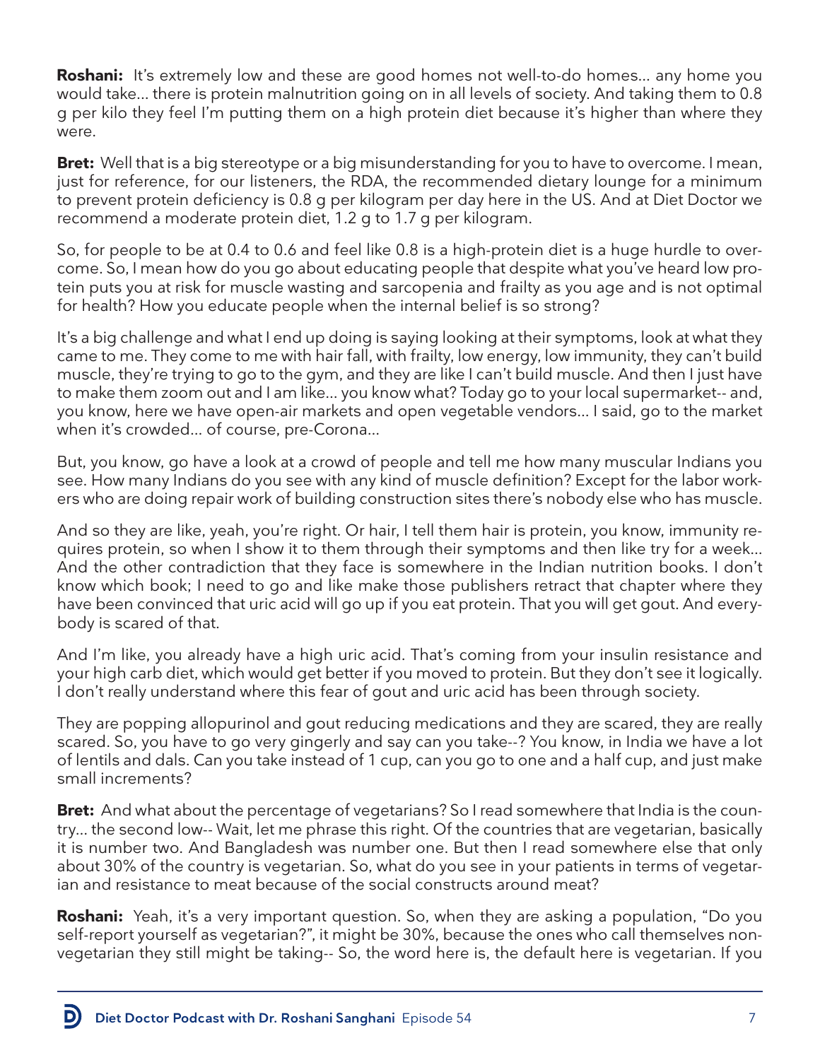**Roshani:** It's extremely low and these are good homes not well-to-do homes… any home you would take… there is protein malnutrition going on in all levels of society. And taking them to 0.8 g per kilo they feel I'm putting them on a high protein diet because it's higher than where they were.

**Bret:** Well that is a big stereotype or a big misunderstanding for you to have to overcome. I mean, just for reference, for our listeners, the RDA, the recommended dietary lounge for a minimum to prevent protein deficiency is 0.8 g per kilogram per day here in the US. And at Diet Doctor we recommend a moderate protein diet, 1.2 g to 1.7 g per kilogram.

So, for people to be at 0.4 to 0.6 and feel like 0.8 is a high-protein diet is a huge hurdle to overcome. So, I mean how do you go about educating people that despite what you've heard low protein puts you at risk for muscle wasting and sarcopenia and frailty as you age and is not optimal for health? How you educate people when the internal belief is so strong?

It's a big challenge and what I end up doing is saying looking at their symptoms, look at what they came to me. They come to me with hair fall, with frailty, low energy, low immunity, they can't build muscle, they're trying to go to the gym, and they are like I can't build muscle. And then I just have to make them zoom out and I am like… you know what? Today go to your local supermarket-- and, you know, here we have open-air markets and open vegetable vendors… I said, go to the market when it's crowded… of course, pre-Corona…

But, you know, go have a look at a crowd of people and tell me how many muscular Indians you see. How many Indians do you see with any kind of muscle definition? Except for the labor workers who are doing repair work of building construction sites there's nobody else who has muscle.

And so they are like, yeah, you're right. Or hair, I tell them hair is protein, you know, immunity requires protein, so when I show it to them through their symptoms and then like try for a week… And the other contradiction that they face is somewhere in the Indian nutrition books. I don't know which book; I need to go and like make those publishers retract that chapter where they have been convinced that uric acid will go up if you eat protein. That you will get gout. And everybody is scared of that.

And I'm like, you already have a high uric acid. That's coming from your insulin resistance and your high carb diet, which would get better if you moved to protein. But they don't see it logically. I don't really understand where this fear of gout and uric acid has been through society.

They are popping allopurinol and gout reducing medications and they are scared, they are really scared. So, you have to go very gingerly and say can you take--? You know, in India we have a lot of lentils and dals. Can you take instead of 1 cup, can you go to one and a half cup, and just make small increments?

**Bret:** And what about the percentage of vegetarians? So I read somewhere that India is the country… the second low-- Wait, let me phrase this right. Of the countries that are vegetarian, basically it is number two. And Bangladesh was number one. But then I read somewhere else that only about 30% of the country is vegetarian. So, what do you see in your patients in terms of vegetarian and resistance to meat because of the social constructs around meat?

**Roshani:** Yeah, it's a very important question. So, when they are asking a population, "Do you self-report yourself as vegetarian?", it might be 30%, because the ones who call themselves non-vegetarian they still might be taking-- So, the word here is, the default here is vegetarian. If you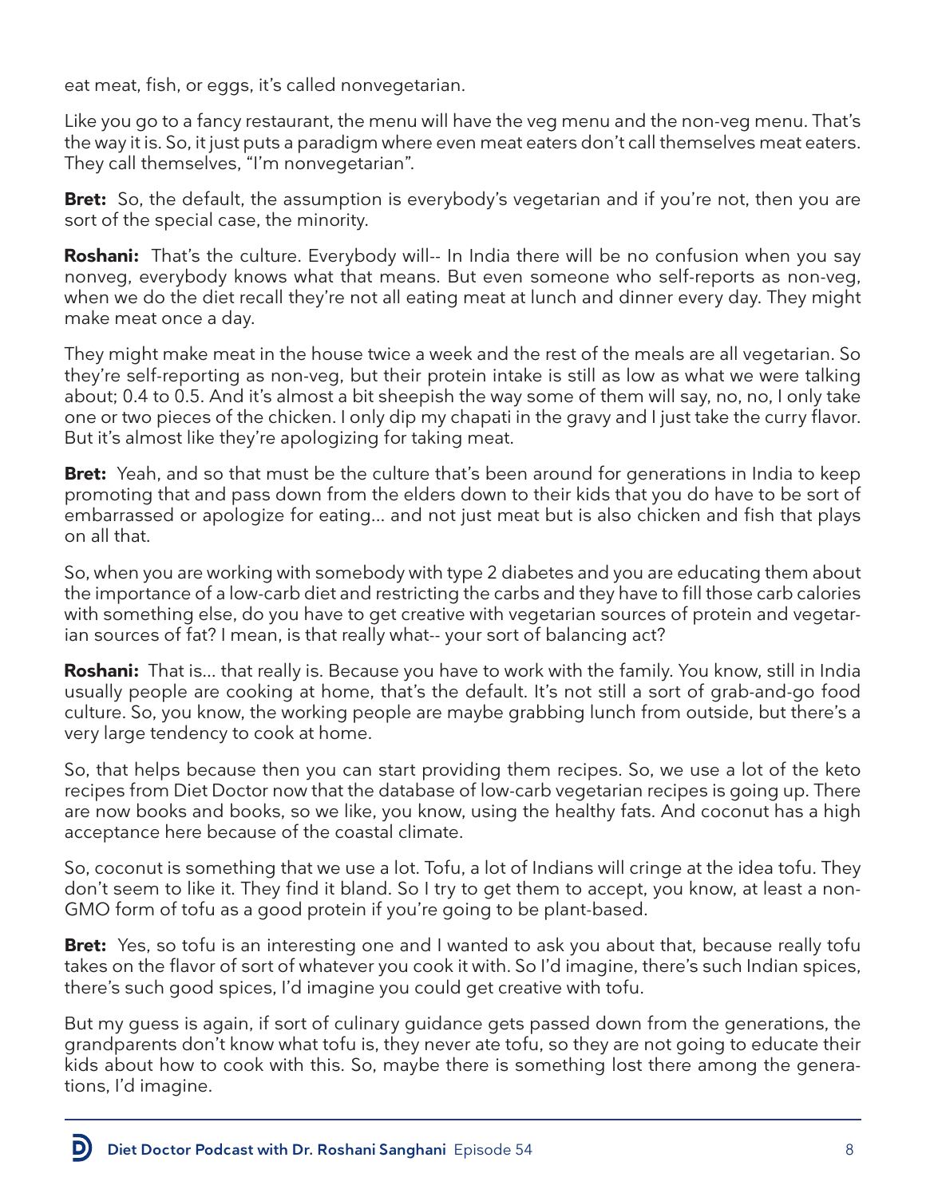eat meat, fish, or eggs, it's called nonvegetarian.

Like you go to a fancy restaurant, the menu will have the veg menu and the non-veg menu. That's the way it is. So, it just puts a paradigm where even meat eaters don't call themselves meat eaters. They call themselves, "I'm nonvegetarian".

**Bret:** So, the default, the assumption is everybody's vegetarian and if you're not, then you are sort of the special case, the minority.

**Roshani:** That's the culture. Everybody will-- In India there will be no confusion when you say nonveg, everybody knows what that means. But even someone who self-reports as non-veg, when we do the diet recall they're not all eating meat at lunch and dinner every day. They might make meat once a day.

They might make meat in the house twice a week and the rest of the meals are all vegetarian. So they're self-reporting as non-veg, but their protein intake is still as low as what we were talking about; 0.4 to 0.5. And it's almost a bit sheepish the way some of them will say, no, no, I only take one or two pieces of the chicken. I only dip my chapati in the gravy and I just take the curry flavor. But it's almost like they're apologizing for taking meat.

**Bret:** Yeah, and so that must be the culture that's been around for generations in India to keep promoting that and pass down from the elders down to their kids that you do have to be sort of embarrassed or apologize for eating... and not just meat but is also chicken and fish that plays on all that.

So, when you are working with somebody with type 2 diabetes and you are educating them about the importance of a low-carb diet and restricting the carbs and they have to fill those carb calories with something else, do you have to get creative with vegetarian sources of protein and vegetarian sources of fat? I mean, is that really what-- your sort of balancing act?

**Roshani:** That is... that really is. Because you have to work with the family. You know, still in India usually people are cooking at home, that's the default. It's not still a sort of grab-and-go food culture. So, you know, the working people are maybe grabbing lunch from outside, but there's a very large tendency to cook at home.

So, that helps because then you can start providing them recipes. So, we use a lot of the keto recipes from Diet Doctor now that the database of low-carb vegetarian recipes is going up. There are now books and books, so we like, you know, using the healthy fats. And coconut has a high acceptance here because of the coastal climate.

So, coconut is something that we use a lot. Tofu, a lot of Indians will cringe at the idea tofu. They don't seem to like it. They find it bland. So I try to get them to accept, you know, at least a non-GMO form of tofu as a good protein if you're going to be plant-based.

**Bret:** Yes, so tofu is an interesting one and I wanted to ask you about that, because really tofu takes on the flavor of sort of whatever you cook it with. So I'd imagine, there's such Indian spices, there's such good spices, I'd imagine you could get creative with tofu.

But my guess is again, if sort of culinary guidance gets passed down from the generations, the grandparents don't know what tofu is, they never ate tofu, so they are not going to educate their kids about how to cook with this. So, maybe there is something lost there among the generations, I'd imagine.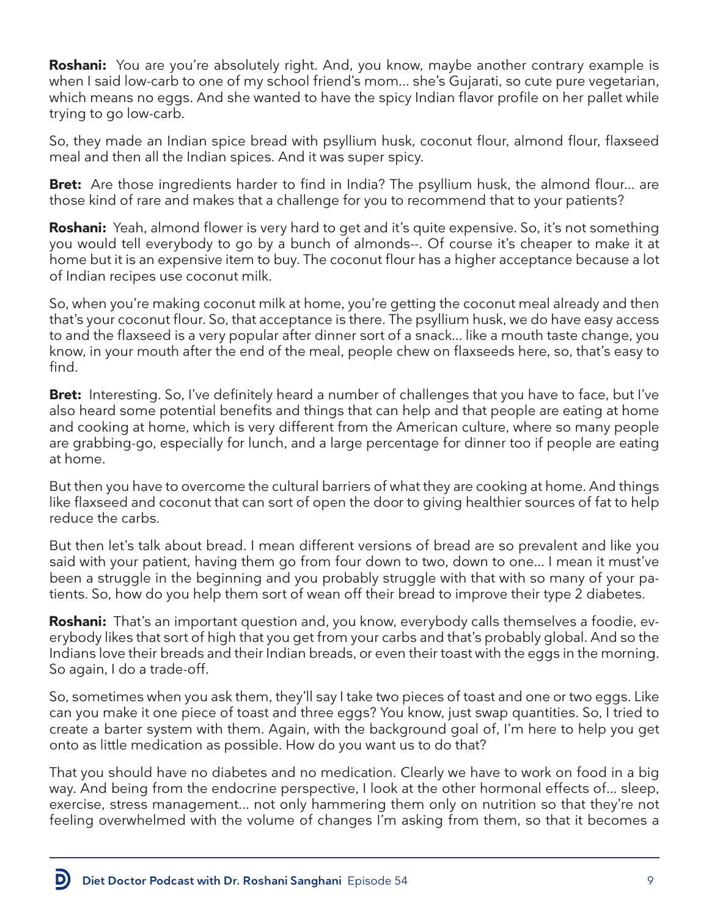**Roshani:** You are you're absolutely right. And, you know, maybe another contrary example is when I said low-carb to one of my school friend's mom... she's Gujarati, so cute pure vegetarian, which means no eggs. And she wanted to have the spicy Indian flavor profile on her pallet while trying to go low-carb.

So, they made an Indian spice bread with psyllium husk, coconut flour, almond flour, flaxseed meal and then all the Indian spices. And it was super spicy.

**Bret:** Are those ingredients harder to find in India? The psyllium husk, the almond flour... are those kind of rare and makes that a challenge for you to recommend that to your patients?

**Roshani:** Yeah, almond flower is very hard to get and it's quite expensive. So, it's not something you would tell everybody to go by a bunch of almonds--. Of course it's cheaper to make it at home but it is an expensive item to buy. The coconut flour has a higher acceptance because a lot of Indian recipes use coconut milk.

So, when you're making coconut milk at home, you're getting the coconut meal already and then that's your coconut flour. So, that acceptance is there. The psyllium husk, we do have easy access to and the flaxseed is a very popular after dinner sort of a snack... like a mouth taste change, you know, in your mouth after the end of the meal, people chew on flaxseeds here, so, that's easy to find.

**Bret:** Interesting. So, I've definitely heard a number of challenges that you have to face, but I've also heard some potential benefits and things that can help and that people are eating at home and cooking at home, which is very different from the American culture, where so many people are grabbing-go, especially for lunch, and a large percentage for dinner too if people are eating at home.

But then you have to overcome the cultural barriers of what they are cooking at home. And things like flaxseed and coconut that can sort of open the door to giving healthier sources of fat to help reduce the carbs.

But then let's talk about bread. I mean different versions of bread are so prevalent and like you said with your patient, having them go from four down to two, down to one... I mean it must've been a struggle in the beginning and you probably struggle with that with so many of your patients. So, how do you help them sort of wean off their bread to improve their type 2 diabetes.

**Roshani:** That's an important question and, you know, everybody calls themselves a foodie, everybody likes that sort of high that you get from your carbs and that's probably global. And so the Indians love their breads and their Indian breads, or even their toast with the eggs in the morning. So again, I do a trade-off.

So, sometimes when you ask them, they'll say I take two pieces of toast and one or two eggs. Like can you make it one piece of toast and three eggs? You know, just swap quantities. So, I tried to create a barter system with them. Again, with the background goal of, I'm here to help you get onto as little medication as possible. How do you want us to do that?

That you should have no diabetes and no medication. Clearly we have to work on food in a big way. And being from the endocrine perspective, I look at the other hormonal effects of... sleep, exercise, stress management... not only hammering them only on nutrition so that they're not feeling overwhelmed with the volume of changes I'm asking from them, so that it becomes a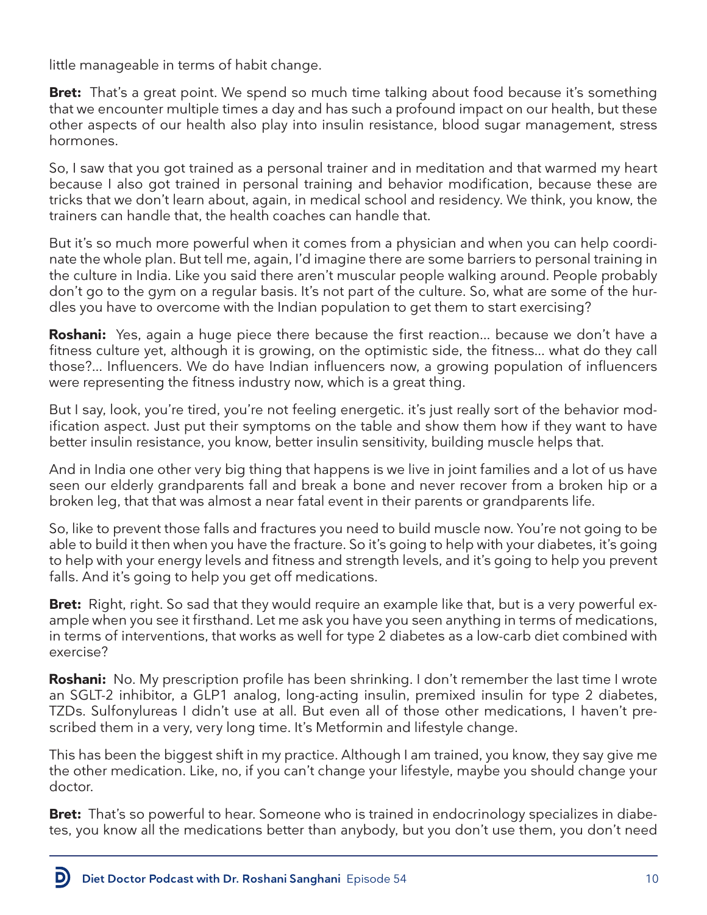little manageable in terms of habit change.

**Bret:** That's a great point. We spend so much time talking about food because it's something that we encounter multiple times a day and has such a profound impact on our health, but these other aspects of our health also play into insulin resistance, blood sugar management, stress hormones.

So, I saw that you got trained as a personal trainer and in meditation and that warmed my heart because I also got trained in personal training and behavior modification, because these are tricks that we don't learn about, again, in medical school and residency. We think, you know, the trainers can handle that, the health coaches can handle that.

But it's so much more powerful when it comes from a physician and when you can help coordinate the whole plan. But tell me, again, I'd imagine there are some barriers to personal training in the culture in India. Like you said there aren't muscular people walking around. People probably don't go to the gym on a regular basis. It's not part of the culture. So, what are some of the hurdles you have to overcome with the Indian population to get them to start exercising?

**Roshani:** Yes, again a huge piece there because the first reaction... because we don't have a fitness culture yet, although it is growing, on the optimistic side, the fitness... what do they call those?... Influencers. We do have Indian influencers now, a growing population of influencers were representing the fitness industry now, which is a great thing.

But I say, look, you're tired, you're not feeling energetic. it's just really sort of the behavior modification aspect. Just put their symptoms on the table and show them how if they want to have better insulin resistance, you know, better insulin sensitivity, building muscle helps that.

And in India one other very big thing that happens is we live in joint families and a lot of us have seen our elderly grandparents fall and break a bone and never recover from a broken hip or a broken leg, that that was almost a near fatal event in their parents or grandparents life.

So, like to prevent those falls and fractures you need to build muscle now. You're not going to be able to build it then when you have the fracture. So it's going to help with your diabetes, it's going to help with your energy levels and fitness and strength levels, and it's going to help you prevent falls. And it's going to help you get off medications.

**Bret:** Right, right. So sad that they would require an example like that, but is a very powerful example when you see it firsthand. Let me ask you have you seen anything in terms of medications, in terms of interventions, that works as well for type 2 diabetes as a low-carb diet combined with exercise?

**Roshani:** No. My prescription profile has been shrinking. I don't remember the last time I wrote an SGLT-2 inhibitor, a GLP1 analog, long-acting insulin, premixed insulin for type 2 diabetes, TZDs. Sulfonylureas I didn't use at all. But even all of those other medications, I haven't prescribed them in a very, very long time. It's Metformin and lifestyle change.

This has been the biggest shift in my practice. Although I am trained, you know, they say give me the other medication. Like, no, if you can't change your lifestyle, maybe you should change your doctor.

**Bret:** That's so powerful to hear. Someone who is trained in endocrinology specializes in diabetes, you know all the medications better than anybody, but you don't use them, you don't need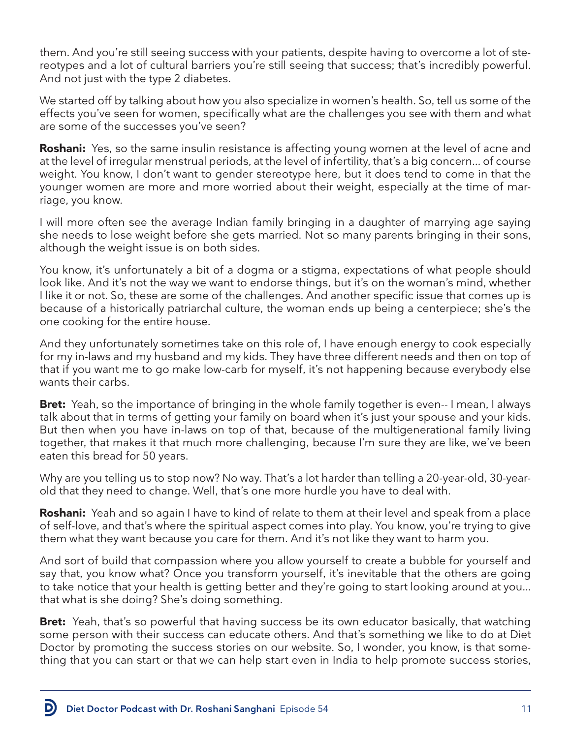them. And you're still seeing success with your patients, despite having to overcome a lot of stereotypes and a lot of cultural barriers you're still seeing that success; that's incredibly powerful. And not just with the type 2 diabetes.

We started off by talking about how you also specialize in women's health. So, tell us some of the effects you've seen for women, specifically what are the challenges you see with them and what are some of the successes you've seen?

**Roshani:** Yes, so the same insulin resistance is affecting young women at the level of acne and at the level of irregular menstrual periods, at the level of infertility, that's a big concern... of course weight. You know, I don't want to gender stereotype here, but it does tend to come in that the younger women are more and more worried about their weight, especially at the time of marriage, you know.

I will more often see the average Indian family bringing in a daughter of marrying age saying she needs to lose weight before she gets married. Not so many parents bringing in their sons, although the weight issue is on both sides.

You know, it's unfortunately a bit of a dogma or a stigma, expectations of what people should look like. And it's not the way we want to endorse things, but it's on the woman's mind, whether I like it or not. So, these are some of the challenges. And another specific issue that comes up is because of a historically patriarchal culture, the woman ends up being a centerpiece; she's the one cooking for the entire house.

And they unfortunately sometimes take on this role of, I have enough energy to cook especially for my in-laws and my husband and my kids. They have three different needs and then on top of that if you want me to go make low-carb for myself, it's not happening because everybody else wants their carbs.

**Bret:** Yeah, so the importance of bringing in the whole family together is even-- I mean, I always talk about that in terms of getting your family on board when it's just your spouse and your kids. But then when you have in-laws on top of that, because of the multigenerational family living together, that makes it that much more challenging, because I'm sure they are like, we've been eaten this bread for 50 years.

Why are you telling us to stop now? No way. That's a lot harder than telling a 20-year-old, 30-year-old that they need to change. Well, that's one more hurdle you have to deal with.

**Roshani:** Yeah and so again I have to kind of relate to them at their level and speak from a place of self-love, and that's where the spiritual aspect comes into play. You know, you're trying to give them what they want because you care for them. And it's not like they want to harm you.

And sort of build that compassion where you allow yourself to create a bubble for yourself and say that, you know what? Once you transform yourself, it's inevitable that the others are going to take notice that your health is getting better and they're going to start looking around at you... that what is she doing? She's doing something.

**Bret:** Yeah, that's so powerful that having success be its own educator basically, that watching some person with their success can educate others. And that's something we like to do at Diet Doctor by promoting the success stories on our website. So, I wonder, you know, is that something that you can start or that we can help start even in India to help promote success stories,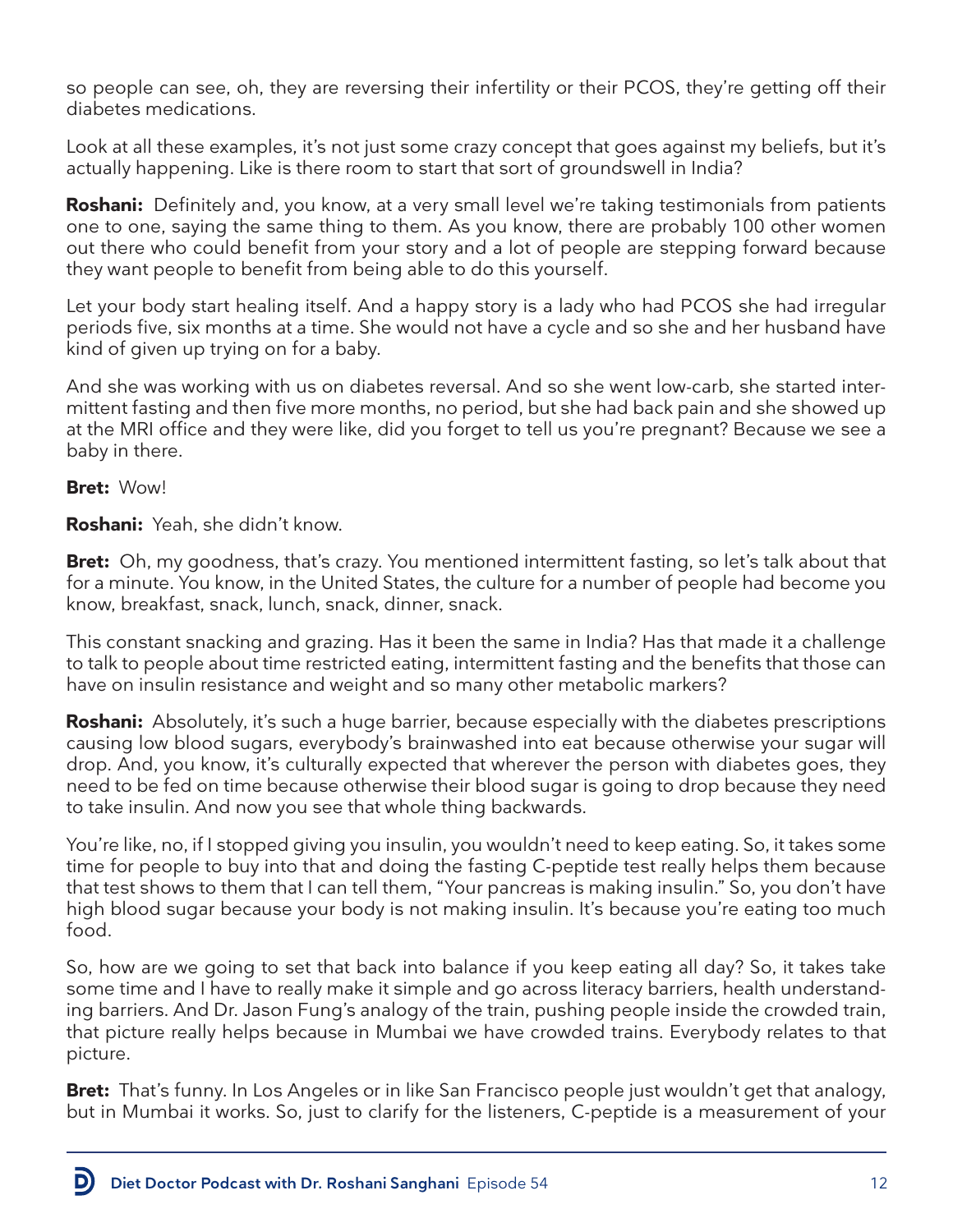so people can see, oh, they are reversing their infertility or their PCOS, they're getting off their diabetes medications.

Look at all these examples, it's not just some crazy concept that goes against my beliefs, but it's actually happening. Like is there room to start that sort of groundswell in India?

**Roshani:** Definitely and, you know, at a very small level we're taking testimonials from patients one to one, saying the same thing to them. As you know, there are probably 100 other women out there who could benefit from your story and a lot of people are stepping forward because they want people to benefit from being able to do this yourself.

Let your body start healing itself. And a happy story is a lady who had PCOS she had irregular periods five, six months at a time. She would not have a cycle and so she and her husband have kind of given up trying on for a baby.

And she was working with us on diabetes reversal. And so she went low-carb, she started intermittent fasting and then five more months, no period, but she had back pain and she showed up at the MRI office and they were like, did you forget to tell us you're pregnant? Because we see a baby in there.

**Bret:** Wow!

**Roshani:** Yeah, she didn't know.

**Bret:** Oh, my goodness, that's crazy. You mentioned intermittent fasting, so let's talk about that for a minute. You know, in the United States, the culture for a number of people had become you know, breakfast, snack, lunch, snack, dinner, snack.

This constant snacking and grazing. Has it been the same in India? Has that made it a challenge to talk to people about time restricted eating, intermittent fasting and the benefits that those can have on insulin resistance and weight and so many other metabolic markers?

**Roshani:** Absolutely, it's such a huge barrier, because especially with the diabetes prescriptions causing low blood sugars, everybody's brainwashed into eat because otherwise your sugar will drop. And, you know, it's culturally expected that wherever the person with diabetes goes, they need to be fed on time because otherwise their blood sugar is going to drop because they need to take insulin. And now you see that whole thing backwards.

You're like, no, if I stopped giving you insulin, you wouldn't need to keep eating. So, it takes some time for people to buy into that and doing the fasting C-peptide test really helps them because that test shows to them that I can tell them, "Your pancreas is making insulin." So, you don't have high blood sugar because your body is not making insulin. It's because you're eating too much food.

So, how are we going to set that back into balance if you keep eating all day? So, it takes take some time and I have to really make it simple and go across literacy barriers, health understanding barriers. And Dr. Jason Fung's analogy of the train, pushing people inside the crowded train, that picture really helps because in Mumbai we have crowded trains. Everybody relates to that picture.

**Bret:** That's funny. In Los Angeles or in like San Francisco people just wouldn't get that analogy, but in Mumbai it works. So, just to clarify for the listeners, C-peptide is a measurement of your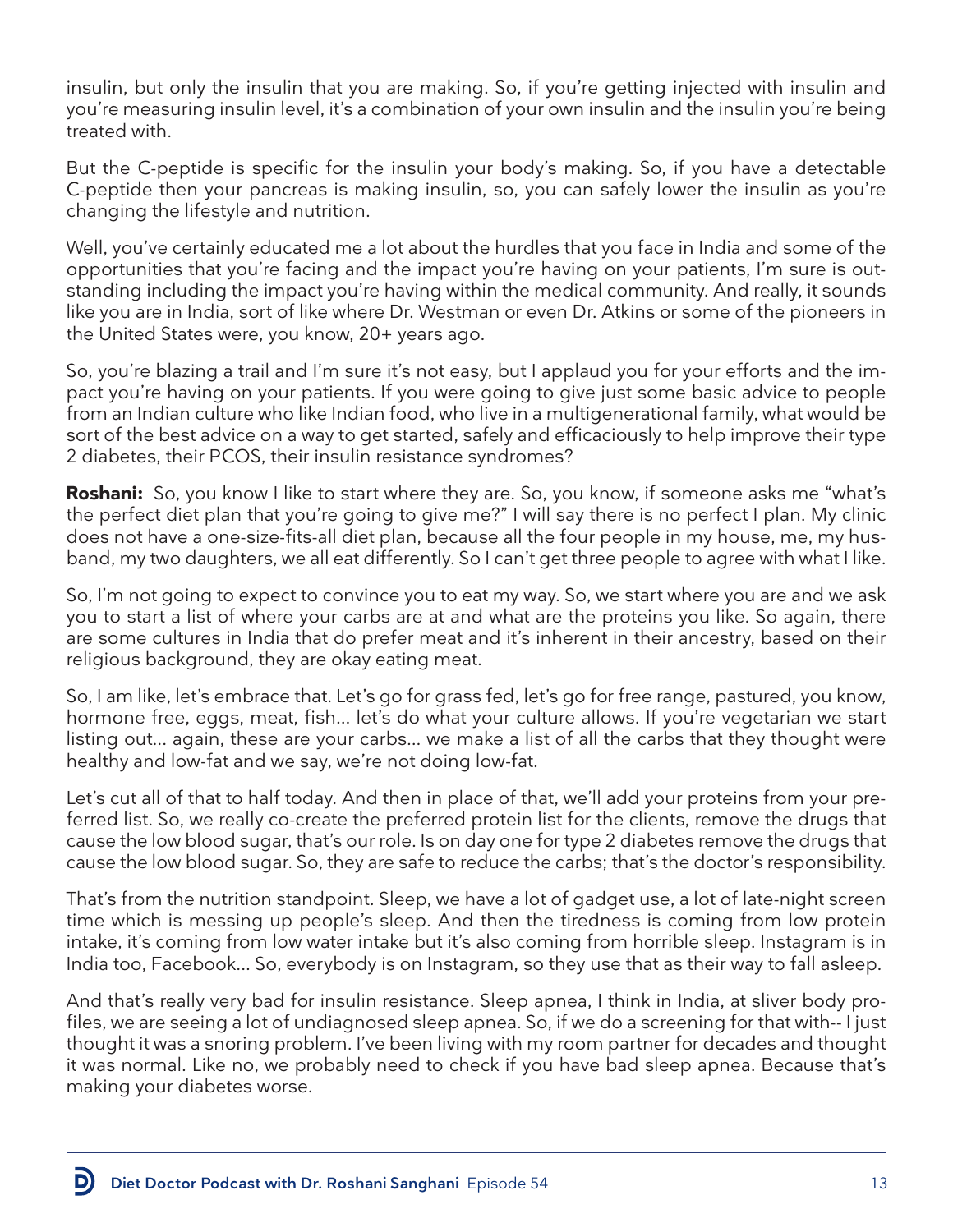insulin, but only the insulin that you are making. So, if you're getting injected with insulin and you're measuring insulin level, it's a combination of your own insulin and the insulin you're being treated with.

But the C-peptide is specific for the insulin your body's making. So, if you have a detectable C-peptide then your pancreas is making insulin, so, you can safely lower the insulin as you're changing the lifestyle and nutrition.

Well, you've certainly educated me a lot about the hurdles that you face in India and some of the opportunities that you're facing and the impact you're having on your patients, I'm sure is outstanding including the impact you're having within the medical community. And really, it sounds like you are in India, sort of like where Dr. Westman or even Dr. Atkins or some of the pioneers in the United States were, you know, 20+ years ago.

So, you're blazing a trail and I'm sure it's not easy, but I applaud you for your efforts and the impact you're having on your patients. If you were going to give just some basic advice to people from an Indian culture who like Indian food, who live in a multigenerational family, what would be sort of the best advice on a way to get started, safely and efficaciously to help improve their type 2 diabetes, their PCOS, their insulin resistance syndromes?

**Roshani:** So, you know I like to start where they are. So, you know, if someone asks me "what's the perfect diet plan that you're going to give me?" I will say there is no perfect I plan. My clinic does not have a one-size-fits-all diet plan, because all the four people in my house, me, my husband, my two daughters, we all eat differently. So I can't get three people to agree with what I like.

So, I'm not going to expect to convince you to eat my way. So, we start where you are and we ask you to start a list of where your carbs are at and what are the proteins you like. So again, there are some cultures in India that do prefer meat and it's inherent in their ancestry, based on their religious background, they are okay eating meat.

So, I am like, let's embrace that. Let's go for grass fed, let's go for free range, pastured, you know, hormone free, eggs, meat, fish... let's do what your culture allows. If you're vegetarian we start listing out... again, these are your carbs... we make a list of all the carbs that they thought were healthy and low-fat and we say, we're not doing low-fat.

Let's cut all of that to half today. And then in place of that, we'll add your proteins from your preferred list. So, we really co-create the preferred protein list for the clients, remove the drugs that cause the low blood sugar, that's our role. Is on day one for type 2 diabetes remove the drugs that cause the low blood sugar. So, they are safe to reduce the carbs; that's the doctor's responsibility.

That's from the nutrition standpoint. Sleep, we have a lot of gadget use, a lot of late-night screen time which is messing up people's sleep. And then the tiredness is coming from low protein intake, it's coming from low water intake but it's also coming from horrible sleep. Instagram is in India too, Facebook... So, everybody is on Instagram, so they use that as their way to fall asleep.

And that's really very bad for insulin resistance. Sleep apnea, I think in India, at sliver body profiles, we are seeing a lot of undiagnosed sleep apnea. So, if we do a screening for that with-- I just thought it was a snoring problem. I've been living with my room partner for decades and thought it was normal. Like no, we probably need to check if you have bad sleep apnea. Because that's making your diabetes worse.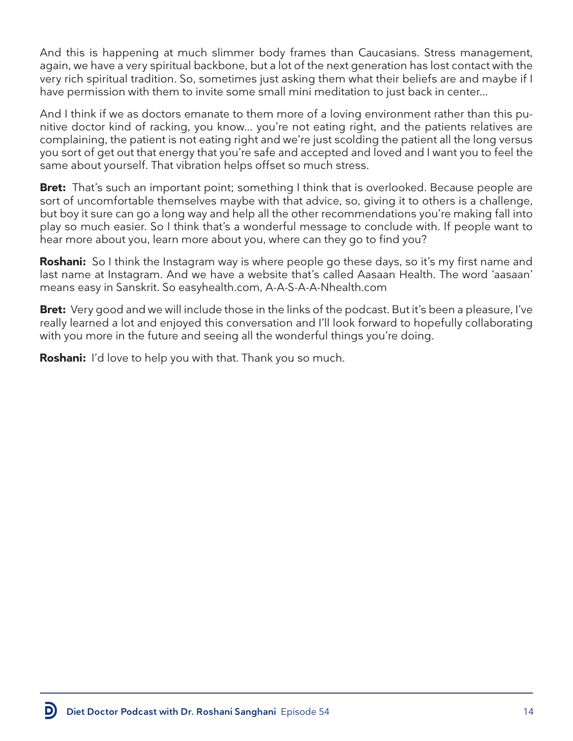And this is happening at much slimmer body frames than Caucasians. Stress management, again, we have a very spiritual backbone, but a lot of the next generation has lost contact with the very rich spiritual tradition. So, sometimes just asking them what their beliefs are and maybe if I have permission with them to invite some small mini meditation to just back in center...

And I think if we as doctors emanate to them more of a loving environment rather than this punitive doctor kind of racking, you know... you're not eating right, and the patients relatives are complaining, the patient is not eating right and we're just scolding the patient all the long versus you sort of get out that energy that you're safe and accepted and loved and I want you to feel the same about yourself. That vibration helps offset so much stress.

**Bret:** That's such an important point; something I think that is overlooked. Because people are sort of uncomfortable themselves maybe with that advice, so, giving it to others is a challenge, but boy it sure can go a long way and help all the other recommendations you're making fall into play so much easier. So I think that's a wonderful message to conclude with. If people want to hear more about you, learn more about you, where can they go to find you?

**Roshani:** So I think the Instagram way is where people go these days, so it's my first name and last name at Instagram. And we have a website that's called Aasaan Health. The word 'aasaan' means easy in Sanskrit. So easyhealth.com, A-A-S-A-A-Nhealth.com

**Bret:** Very good and we will include those in the links of the podcast. But it's been a pleasure, I've really learned a lot and enjoyed this conversation and I'll look forward to hopefully collaborating with you more in the future and seeing all the wonderful things you're doing.

**Roshani:** I'd love to help you with that. Thank you so much.